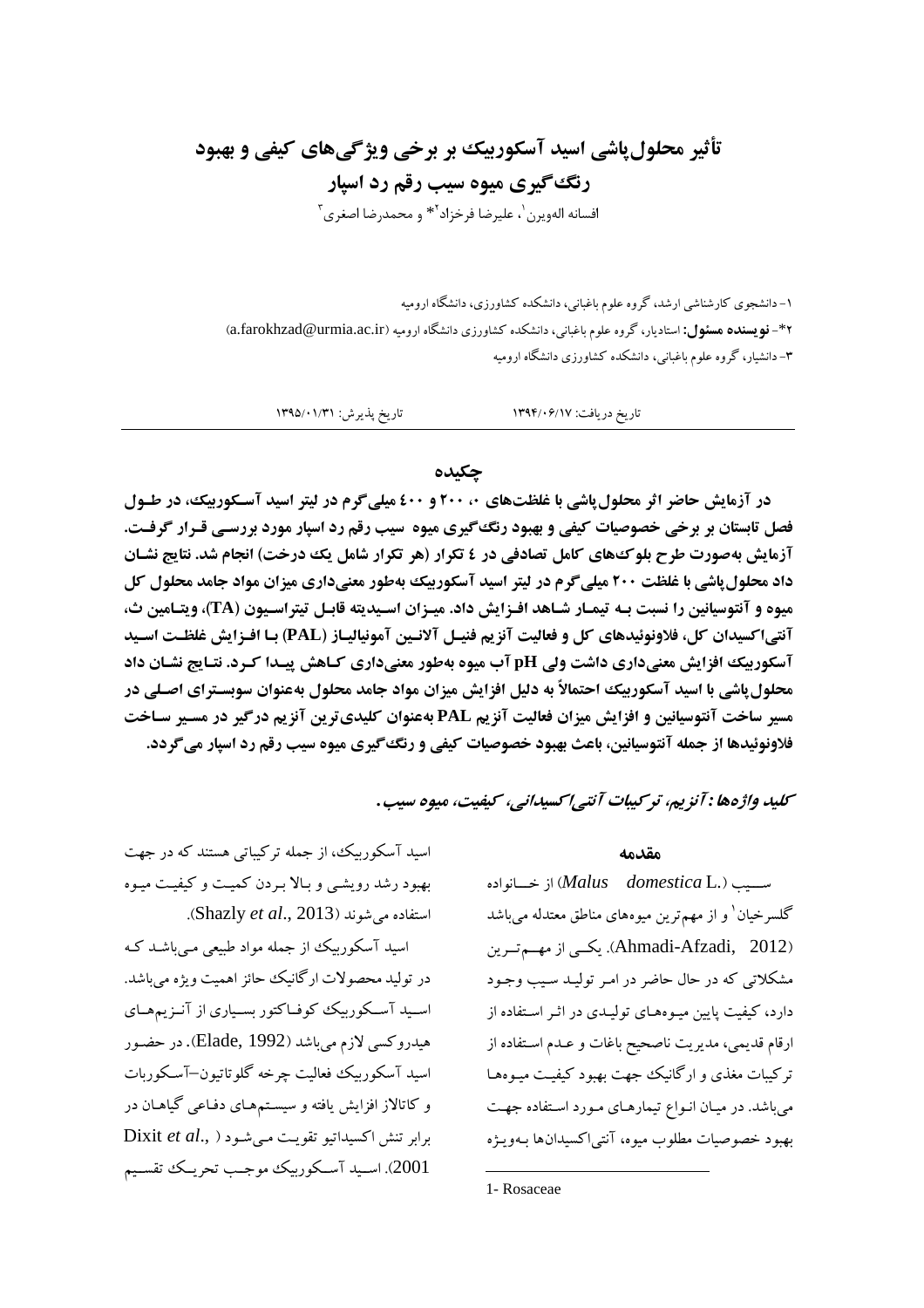# تأثیر محلول‌پاشی اسید آسکوربیک بر برخی ویژگی‌های کیفی و بهبود رنگ‌گیری میوه سیب رقم رد اسپار

افسانه الهویرن[1]، علیرضا فرخزاد[2]* و محمدرضا اصغری[3]

۱- دانشجوی کارشناسی ارشد، گروه علوم باغبانی، دانشکده کشاورزی، دانشگاه ارومیه

۲*- **نویسنده مسئول:** استادیار، گروه علوم باغبانی، دانشکده کشاورزی دانشگاه ارومیه (a.farokhzad@urmia.ac.ir)

۳- دانشیار، گروه علوم باغبانی، دانشکده کشاورزی دانشگاه ارومیه

تاریخ دریافت: ۱۳۹۴/۰۶/۱۷ تاریخ پذیرش: ۱۳۹۵/۰۱/۳۱

## چکیده

**در آزمایش حاضر اثر محلول‌پاشی با غلظت‌های ۰، ۲۰۰ و ٤٠٠ میلی‌گرم در لیتر اسید آسکوربیک، در طـول فصل تابستان بر برخی خصوصیات کیفی و بهبود رنگ‌گیری میوه سیب رقم رد اسپار مورد بررسـی قـرار گرفـت. آزمایش به‌صورت طرح بلوک‌های کامل تصادفی در ٤ تکرار (هر تکرار شامل یک درخت) انجام شد. نتایج نشـان داد محلول‌پاشی با غلظت ۲۰۰ میلی‌گرم در لیتر اسید آسکوربیک به‌طور معنی‌داری میزان مواد جامد محلول کل میوه و آنتوسیانین را نسبت بـه تیمـار شـاهد افـزایش داد. میـزان اسـیدیته قابـل تیتراسـیون (TA)، ویتـامین ث، آنتی‌اکسیدان کل، فلاونوئیدهای کل و فعالیت آنزیم فنیـل آلانـین آمونیالیـاز (PAL) بـا افـزایش غلظـت اسـید آسکوربیک افزایش معنی‌داری داشت ولی pH آب میوه به‌طور معنی‌داری کـاهش پیـدا کـرد. نتـایج نشـان داد محلول‌پاشی با اسید آسکوربیک احتمالاً به دلیل افزایش میزان مواد جامد محلول به‌عنوان سوبسـترای اصـلی در مسیر ساخت آنتوسیانین و افزایش میزان فعالیت آنزیم PAL به‌عنوان کلیدی‌ترین آنزیم درگیر در مسـیر سـاخت فلاونوئیدها از جمله آنتوسیانین، باعث بهبود خصوصیات کیفی و رنگ‌گیری میوه سیب رقم رد اسپار می‌گردد.**

***کلید واژه‌ها:* *آنزیم، ترکیبات آنتی‌اکسیدانی، کیفیت، میوه سیب.***

## مقدمه

سـیب (*Malus domestica* L.) از خـانواده گلسرخیان[1] و از مهم‌ترین میوه‌های مناطق معتدله می‌باشد (Ahmadi-Afzadi, 2012). یکـی از مهـم‌تـرین مشکلاتی که در حال حاضر در امـر تولیـد سیب وجـود دارد، کیفیت پایین میـوه‌هـای تولیـدی در اثـر اسـتفاده از ارقام قدیمی، مدیریت ناصحیح باغات و عدم اسـتفاده از ترکیبات مغذی و ارگانیک جهت بهبود کیفیـت میـوه‌هـا می‌باشد. در میـان انـواع تیمارهـای مـورد اسـتفاده جهـت بهبود خصوصیات مطلوب میوه، آنتی‌اکسیدان‌ها بـه‌ویـژه اسید آسکوربیک، از جمله ترکیباتی هستند که در جهت بهبود رشد رویشـی و بـالا بـردن کمیـت و کیفیـت میـوه استفاده می‌شوند (Shazly *et al*., 2013).

اسید آسکوربیک از جمله مواد طبیعی مـی‌باشـد کـه در تولید محصولات ارگانیک حائز اهمیت ویژه می‌باشد. اسـید آسـکوربیک کوفـاکتور بسـیاری از آنـزیم‌هـای هیدروکسی لازم می‌باشد (Elade, 1992). در حضـور اسید آسکوربیک فعالیت چرخه گلوتاتیون–آسـکوربات و کاتالاز افزایش یافته و سیسـتم‌هـای دفـاعی گیاهـان در برابر تنش اکسیداتیو تقویت مـی‌شـود (Dixit *et al*., 2001). اسـید آسـکوربیک موجـب تحریـک تقسـیم

1- Rosaceae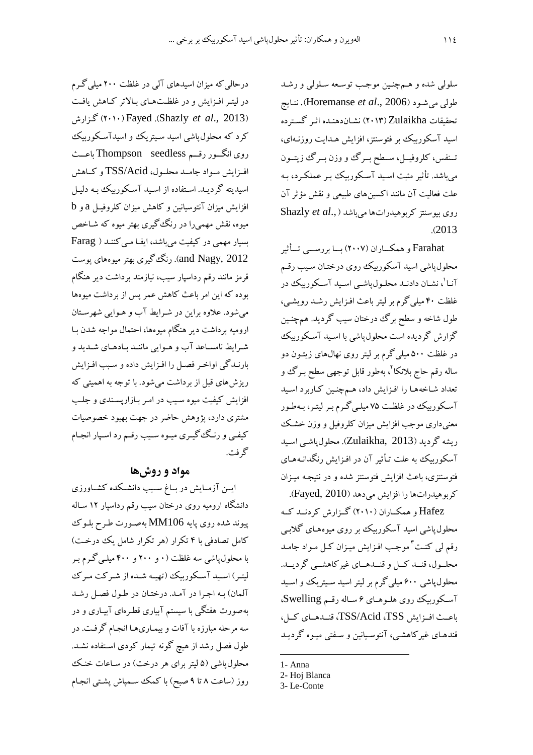سلولی شده و هم‌چنین موجب توسعه سلولی و رشد طولی می‌شود (Horemanse *et al*., 2006). نتایج تحقیقات Zulaikha (۲۰۱۳) نشان‌دهنده اثر گسترده اسید آسکوربیک بر فتوسنتز، افزایش هدایت روزنه‌ای، تنفس، کلروفیل، سطح برگ و وزن برگ زیتون می‌باشد. تأثیر مثبت اسید آسکوربیک بر عملکرد، به علت فعالیت آن مانند اکسین‌های طبیعی و نقش مؤثر آن روی بیوسنتز کربوهیدرات‌ها می‌باشد (Shazly *et al*., 2013).

Farahat و همکاران (۲۰۰۷) با بررسی تأثیر محلول‌پاشی اسید آسکوربیک روی درختان سیب رقم آنا[1]، نشان دادند محلول‌پاشی اسید آسکوربیک در غلظت ۴۰ میلی‌گرم بر لیتر باعث افزایش رشد رویشی، طول شاخه و سطح برگ درختان سیب گردید. هم‌چنین گزارش گردیده است محلول‌پاشی با اسید آسکوربیک در غلظت ۵۰۰ میلی‌گرم بر لیتر روی نهال‌های زیتون دو ساله رقم حاج بلانکا[2]، به‌طور قابل توجهی سطح برگ و تعداد شاخه‌ها را افزایش داد، هم‌چنین کاربرد اسید آسکوربیک در غلظت ۷۵ میلی‌گرم بر لیتر، به‌طور معنی‌داری موجب افزایش میزان کلروفیل و وزن خشک ریشه گردید (Zulaikha, 2013). محلول‌پاشی اسید آسکوربیک به علت تأثیر آن در افزایش رنگدانه‌های فتوسنتزی، باعث افزایش فتوسنتز شده و در نتیجه میزان کربوهیدرات‌ها را افزایش می‌دهد (Fayed, 2010).

Hafez و همکاران (۲۰۱۰) گزارش کردند که محلول‌پاشی اسید آسکوربیک بر روی میوه‌های گلابی رقم لی کنت[3] موجب افزایش میزان کل مواد جامد محلول، قند کل و قندهای غیرکاهشی گردید. محلول‌پاشی ۶۰۰ میلی‌گرم بر لیتر اسید سیتریک و اسید آسکوربیک روی هلوهای ۶ ساله رقم Swelling، باعث افزایش TSS، TSS/Acid، قندهای کل، قندهای غیرکاهشی، آنتوسیانین و سفتی میوه گردید درحالی‌که میزان اسیدهای آلی در غلظت ۲۰۰ میلی‌گرم در لیتر افزایش و در غلظت‌های بالاتر کاهش یافت (Shazly *et al*., 2013). Fayed (۲۰۱۰) گزارش کرد که محلول‌پاشی اسید سیتریک و اسیدآسکوربیک روی انگور رقم Thompson seedless باعث افزایش مواد جامد محلول، TSS/Acid و کاهش اسیدیته گردید. استفاده از اسید آسکوربیک به دلیل افزایش میزان آنتوسیانین و کاهش میزان کلروفیل a و b میوه، نقش مهمی‌را در رنگ‌گیری بهتر میوه که شاخص بسیار مهمی در کیفیت می‌باشد، ایفا می‌کنند (Farag and Nagy, 2012). رنگ‌گیری بهتر میوه‌های پوست قرمز مانند رقم رداسپار سیب، نیازمند برداشت دیر هنگام بوده که این امر باعث کاهش عمر پس از برداشت میوه‌ها می‌شود. علاوه براین در شرایط آب و هوایی شهرستان ارومیه برداشت دیر هنگام میوه‌ها، احتمال مواجه شدن با شرایط نامساعد آب و هوایی مانند بادهای شدید و بارندگی اواخر فصل را افزایش داده و سبب افزایش ریزش‌های قبل از برداشت می‌شود. با توجه به اهمیتی که افزایش کیفیت میوه سیب در امر بازارپسندی و جلب مشتری دارد، پژوهش حاضر در جهت بهبود خصوصیات کیفی و رنگ‌گیری میوه سیب رقم رد اسپار انجام گرفت.

## مواد و روش‌ها

این آزمایش در باغ سیب دانشکده کشاورزی دانشگاه ارومیه روی درختان سیب رقم رداسپار ۱۲ ساله پیوند شده روی پایه MM106 به‌صورت طرح بلوک کامل تصادفی با ۴ تکرار (هر تکرار شامل یک درخت) با محلول‌پاشی سه غلظت (۰ و ۲۰۰ و ۴۰۰ میلی‌گرم بر لیتر) اسید آسکوربیک (تهیه شده از شرکت مرک آلمان) به اجرا در آمد. درختان در طول فصل رشد به‌صورت هفتگی با سیستم آبیاری قطره‌ای آبیاری و در سه مرحله مبارزه با آفات و بیماری‌ها انجام گرفت. در طول فصل رشد از هیچ گونه تیمار کودی استفاده نشد. محلول‌پاشی (۵ لیتر برای هر درخت) در ساعات خنک روز (ساعت ۸ تا ۹ صبح) با کمک سمپاش پشتی انجام

---

1- Anna
2- Hoj Blanca
3- Le-Conte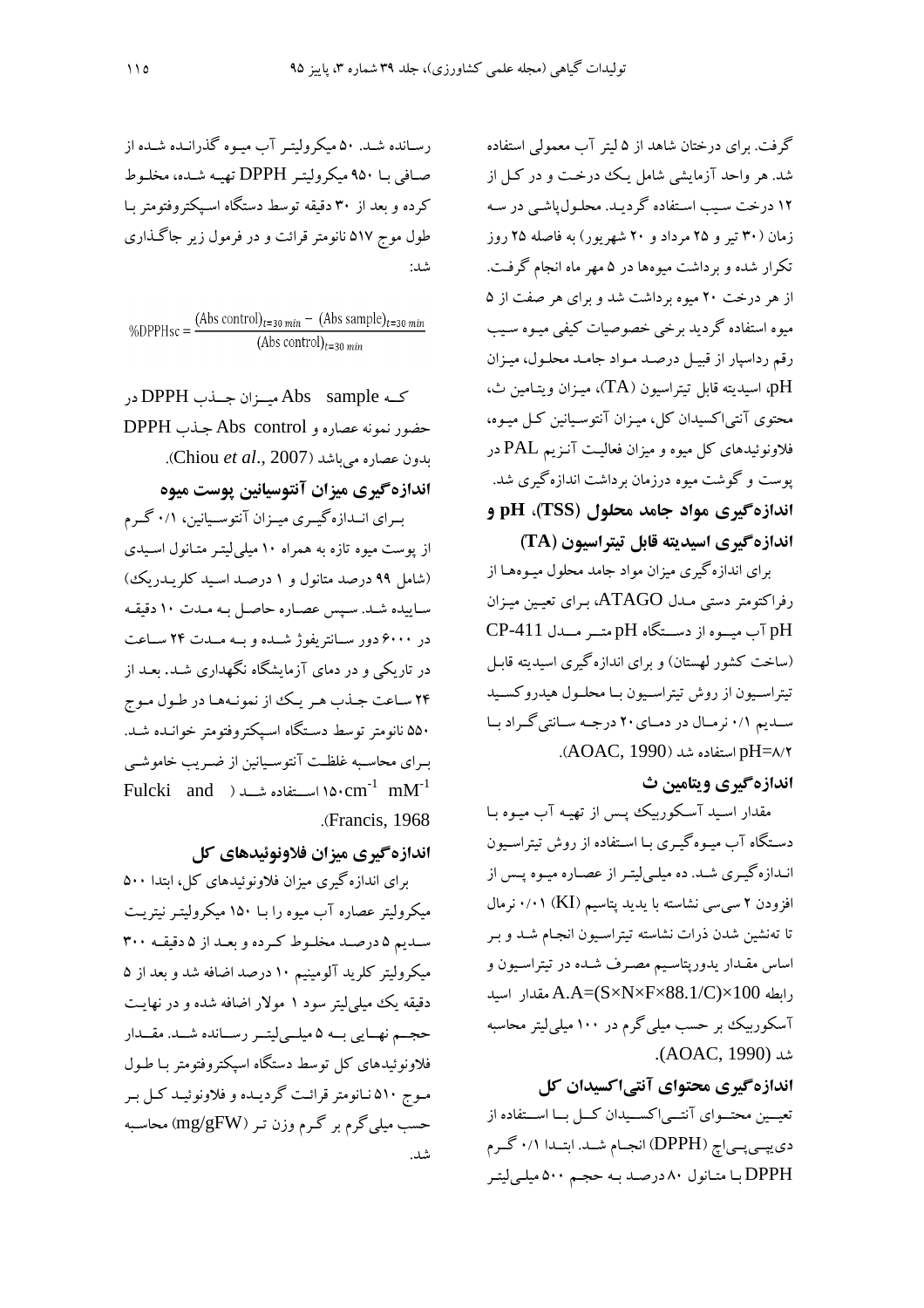گرفت. برای درختان شاهد از ۵ لیتر آب معمولی استفاده شد. هر واحد آزمایشی شامل یک درخت و در کل از ۱۲ درخت سیب استفاده گردید. محلول‌پاشی در سه زمان (۳۰ تیر و ۲۵ مرداد و ۲۰ شهریور) به فاصله ۲۵ روز تکرار شده و برداشت میوه‌ها در ۵ مهر ماه انجام گرفت. از هر درخت ۲۰ میوه برداشت شد و برای هر صفت از ۵ میوه استفاده گردید برخی خصوصیات کیفی میوه سیب رقم رداسپار از قبیل درصد مواد جامد محلول، میزان pH، اسیدیته قابل تیتراسیون (TA)، میزان ویتامین ث، محتوی آنتی‌اکسیدان کل، میزان آنتوسیانین کل میوه، فلاونوئیدهای کل میوه و میزان فعالیت آنزیم PAL در پوست و گوشت میوه درزمان برداشت اندازه‌گیری شد.

### اندازه‌گیری مواد جامد محلول (TSS)، pH و اندازه‌گیری اسیدیته قابل تیتراسیون (TA)

برای اندازه‌گیری میزان مواد جامد محلول میوه‌ها از رفراکتومتر دستی مدل ATAGO، برای تعیین میزان pH آب میوه از دستگاه pH متر مدل CP-411 (ساخت کشور لهستان) و برای اندازه‌گیری اسیدیته قابل تیتراسیون از روش تیتراسیون با محلول هیدروکسید سدیم ۰/۱ نرمال در دمای ۲۰ درجه سانتی‌گراد با pH=۸/۲ استفاده شد (AOAC, 1990).

### اندازه‌گیری ویتامین ث

مقدار اسید آسکوربیک پس از تهیه آب میوه با دستگاه آب میوه‌گیری با استفاده از روش تیتراسیون اندازه‌گیری شد. ده میلی‌لیتر از عصاره میوه پس از افزودن ۲ سی‌سی نشاسته با یدید پتاسیم (KI) ۰/۰۱ نرمال تا ته‌نشین شدن ذرات نشاسته تیتراسیون انجام شد و بر اساس مقدار یدورپتاسیم مصرف شده در تیتراسیون و رابطه $A.A=(S\times N\times F\times 88.1/C)\times 100$ مقدار اسید آسکوربیک بر حسب میلی‌گرم در ۱۰۰ میلی‌لیتر محاسبه شد (AOAC, 1990).

### اندازه‌گیری محتوای آنتی‌اکسیدان کل

تعیین محتوای آنتی‌اکسیدان کل با استفاده از دی‌پی‌پی‌اچ (DPPH) انجام شد. ابتدا ۰/۱ گرم DPPH با متانول ۸۰ درصد به حجم ۵۰۰ میلی‌لیتر رسانده شد. ۵۰ میکرولیتر آب میوه گذرانده شده از صافی با ۹۵۰ میکرولیتر DPPH تهیه شده، مخلوط کرده و بعد از ۳۰ دقیقه توسط دستگاه اسپکتروفتومتر با طول موج ۵۱۷ نانومتر قرائت و در فرمول زیر جاگذاری شد:

$$\%DPPHsc = \frac{(\text{Abs control})_{t=30\,min} - (\text{Abs sample})_{t=30\,min}}{(\text{Abs control})_{t=30\,min}}$$

که Abs sample میزان جذب DPPH در حضور نمونه عصاره و Abs control جذب DPPH بدون عصاره می‌باشد (Chiou *et al*., 2007).

### اندازه‌گیری میزان آنتوسیانین پوست میوه

برای اندازه‌گیری میزان آنتوسیانین، ۰/۱ گرم از پوست میوه تازه به همراه ۱۰ میلی‌لیتر متانول اسیدی (شامل ۹۹ درصد متانول و ۱ درصد اسید کلریدریک) ساییده شد. سپس عصاره حاصل به مدت ۱۰ دقیقه در ۶۰۰۰ دور سانتریفوژ شده و به مدت ۲۴ ساعت در تاریکی و در دمای آزمایشگاه نگهداری شد. بعد از ۲۴ ساعت جذب هر یک از نمونه‌ها در طول موج ۵۵۰ نانومتر توسط دستگاه اسپکتروفتومتر خوانده شد. برای محاسبه غلظت آنتوسیانین از ضریب خاموشی ۱۵۰ $cm^{-1}$ $mM^{-1}$ استفاده شد (Fulcki and Francis, 1968).

### اندازه‌گیری میزان فلاونوئیدهای کل

برای اندازه‌گیری میزان فلاونوئیدهای کل، ابتدا ۵۰۰ میکرولیتر عصاره آب میوه را با ۱۵۰ میکرولیتر نیتریت سدیم ۵ درصد مخلوط کرده و بعد از ۵ دقیقه ۳۰۰ میکرولیتر کلرید آلومینیم ۱۰ درصد اضافه شد و بعد از ۵ دقیقه یک میلی‌لیتر سود ۱ مولار اضافه شده و در نهایت حجم نهایی به ۵ میلی‌لیتر رسانده شد. مقدار فلاونوئیدهای کل توسط دستگاه اسپکتروفتومتر با طول موج ۵۱۰ نانومتر قرائت گردیده و فلاونوئید کل بر حسب میلی‌گرم بر گرم وزن تر (mg/gFW) محاسبه شد.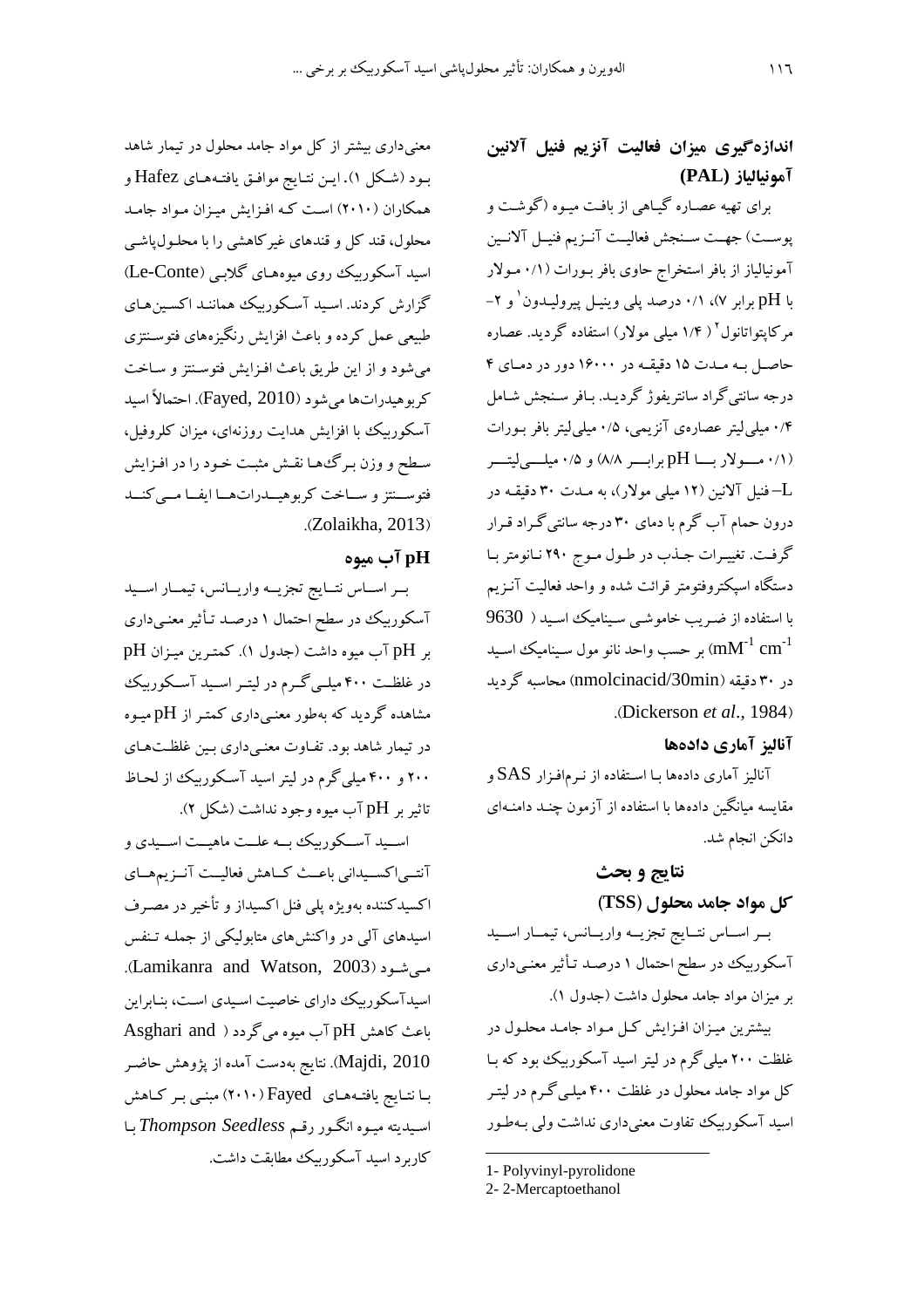### اندازه‌گیری میزان فعالیت آنزیم فنیل آلانین آمونیالیاز (PAL)

برای تهیه عصاره گیاهی از بافت میوه (گوشت و پوست) جهت سنجش فعالیت آنزیم فنیل آلانین آمونیالیاز از بافر استخراج حاوی بافر بورات (۰/۱ مولار با pH برابر ۷)، ۰/۱ درصد پلی وینیل پیرولیدون[1] و ۲-مرکاپتواتانول[2] (۱/۴ میلی مولار) استفاده گردید. عصاره حاصل به مدت ۱۵ دقیقه در ۱۶۰۰۰ دور در دمای ۴ درجه سانتی‌گراد سانتریفوژ گردید. بافر سنجش شامل ۰/۴ میلی‌لیتر عصاره‌ی آنزیمی، ۰/۵ میلی‌لیتر بافر بورات (۰/۱ مولار با pH برابر ۸/۸) و ۰/۵ میلی‌لیتر L–فنیل آلانین (۱۲ میلی مولار)، به مدت ۳۰ دقیقه در درون حمام آب گرم با دمای ۳۰ درجه سانتی‌گراد قرار گرفت. تغییرات جذب در طول موج ۲۹۰ نانومتر با دستگاه اسپکتروفتومتر قرائت شده و واحد فعالیت آنزیم با استفاده از ضریب خاموشی سینامیک اسید ( 9630 $mM^{-1}$ $cm^{-1}$) بر حسب واحد نانو مول سینامیک اسید در ۳۰ دقیقه (nmolcinacid/30min) محاسبه گردید (Dickerson *et al*., 1984).

### آنالیز آماری داده‌ها

آنالیز آماری داده‌ها با استفاده از نرم‌افزار SAS و مقایسه میانگین داده‌ها با استفاده از آزمون چند دامنه‌ای دانکن انجام شد.

## نتایج و بحث

### کل مواد جامد محلول (TSS)

بر اساس نتایج تجزیه واریانس، تیمار اسید آسکوربیک در سطح احتمال ۱ درصد تأثیر معنی‌داری بر میزان مواد جامد محلول داشت (جدول ۱).

بیشترین میزان افزایش کل مواد جامد محلول در غلظت ۲۰۰ میلی‌گرم در لیتر اسید آسکوربیک بود که با کل مواد جامد محلول در غلظت ۴۰۰ میلی‌گرم در لیتر اسید آسکوربیک تفاوت معنی‌داری نداشت ولی به‌طور معنی‌داری بیشتر از کل مواد جامد محلول در تیمار شاهد بود (شکل ۱). این نتایج موافق یافته‌های Hafez و همکاران (۲۰۱۰) است که افزایش میزان مواد جامد محلول، قند کل و قندهای غیرکاهشی را با محلول‌پاشی اسید آسکوربیک روی میوه‌های گلابی (Le-Conte) گزارش کردند. اسید آسکوربیک همانند اکسین‌های طبیعی عمل کرده و باعث افزایش رنگیزه‌های فتوسنتزی می‌شود و از این طریق باعث افزایش فتوسنتز و ساخت کربوهیدرات‌ها می‌شود (Fayed, 2010). احتمالاً اسید آسکوربیک با افزایش هدایت روزنه‌ای، میزان کلروفیل، سطح و وزن برگ‌ها نقش مثبت خود را در افزایش فتوسنتز و ساخت کربوهیدرات‌ها ایفا می‌کند (Zolaikha, 2013).

### pH آب میوه

بر اساس نتایج تجزیه واریانس، تیمار اسید آسکوربیک در سطح احتمال ۱ درصد تأثیر معنی‌داری بر pH آب میوه داشت (جدول ۱). کمترین میزان pH در غلظت ۴۰۰ میلی‌گرم در لیتر اسید آسکوربیک مشاهده گردید که به‌طور معنی‌داری کمتر از pH میوه در تیمار شاهد بود. تفاوت معنی‌داری بین غلظت‌های ۲۰۰ و ۴۰۰ میلی‌گرم در لیتر اسید آسکوربیک از لحاظ تاثیر بر pH آب میوه وجود نداشت (شکل ۲).

اسید آسکوربیک به علت ماهیت اسیدی و آنتی‌اکسیدانی باعث کاهش فعالیت آنزیم‌های اکسیدکننده به‌ویژه پلی فنل اکسیداز و تأخیر در مصرف اسیدهای آلی در واکنش‌های متابولیکی از جمله تنفس می‌شود (Lamikanra and Watson, 2003). اسیدآسکوربیک دارای خاصیت اسیدی است، بنابراین باعث کاهش pH آب میوه می‌گردد ( Asghari and Majdi, 2010). نتایج به‌دست آمده از پژوهش حاضر با نتایج یافته‌های Fayed (۲۰۱۰) مبنی بر کاهش اسیدیته میوه انگور رقم *Thompson Seedless* با کاربرد اسید آسکوربیک مطابقت داشت.

---

1- Polyvinyl-pyrolidone

2- 2-Mercaptoethanol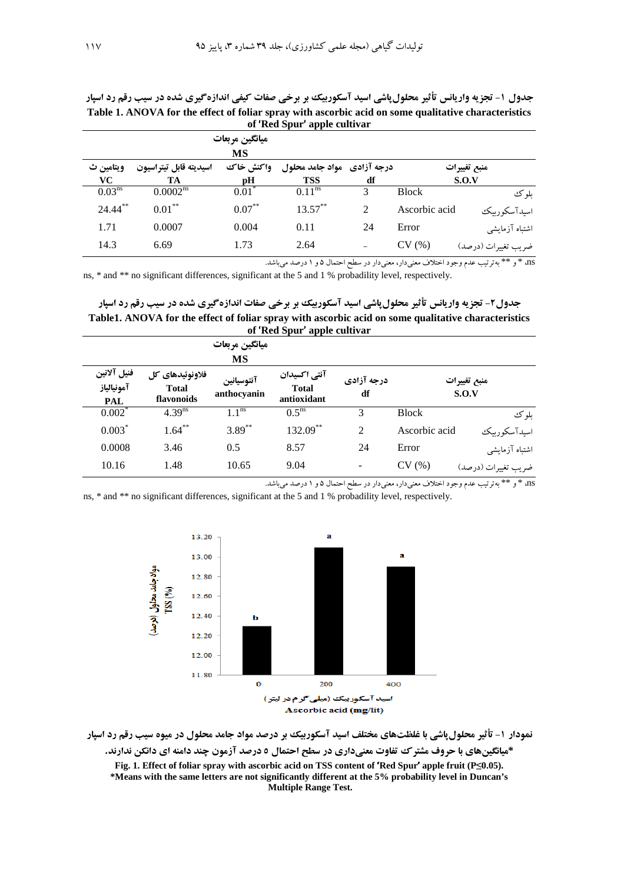**جدول ۱- تجزیه واریانس تأثیر محلول‌پاشی اسید آسکوربیک بر برخی صفات کیفی اندازه‌گیری شده در سیب رقم رد اسپار**

**Table 1. ANOVA for the effect of foliar spray with ascorbic acid on some qualitative characteristics of 'Red Spur' apple cultivar**

| منبع تغییرات S.O.V | | درجه آزادی df | مواد جامد محلول TSS | واکنش خاک pH | اسیدیته قابل تیتراسیون TA | ویتامین ث VC |
|---|---|---|---|---|---|---|
| | | | میانگین مربعات MS | | | |
| بلوک | Block | 3 | $0.11^{ns}$ | $0.01^{*}$ | $0.0002^{ns}$ | $0.03^{ns}$ |
| اسیدآسکوربیک | Ascorbic acid | 2 | $13.57^{**}$ | $0.07^{**}$ | $0.01^{**}$ | $24.44^{**}$ |
| اشتباه آزمایشی | Error | 24 | 0.11 | 0.004 | 0.0007 | 1.71 |
| ضریب تغییرات (درصد) | CV (%) | – | 2.64 | 1.73 | 6.69 | 14.3 |

ns، * و ** به‌ترتیب عدم وجود اختلاف معنی‌دار، معنی‌دار در سطح احتمال ۵ و ۱ درصد می‌باشد.

ns, * and ** no significant differences, significant at the 5 and 1 % probadility level, respectively.

**جدول۲- تجزیه واریانس تأثیر محلول‌پاشی اسید آسکوربیک بر برخی صفات اندازه‌گیری شده در سیب رقم رد اسپار**

**Table1. ANOVA for the effect of foliar spray with ascorbic acid on some qualitative characteristics of 'Red Spur' apple cultivar**

| منبع تغییرات S.O.V | | درجه آزادی df | آنتی اکسیدان Total antioxidant | آنتوسیانین anthocyanin | فلاونوئیدهای کل Total flavonoids | فنیل آلانین آمونیالیاز PAL |
|---|---|---|---|---|---|---|
| | | | میانگین مربعات MS | | | |
| بلوک | Block | 3 | $0.5^{ns}$ | $1.1^{ns}$ | $4.39^{ns}$ | $0.002^{*}$ |
| اسیدآسکوربیک | Ascorbic acid | 2 | $132.09^{**}$ | $3.89^{**}$ | $1.64^{**}$ | $0.003^{*}$ |
| اشتباه آزمایشی | Error | 24 | 8.57 | 0.5 | 3.46 | 0.0008 |
| ضریب تغییرات (درصد) | CV (%) | - | 9.04 | 10.65 | 1.48 | 10.16 |

ns، * و ** به‌ترتیب عدم وجود اختلاف معنی‌دار، معنی‌دار در سطح احتمال ۵ و ۱ درصد می‌باشد.

ns, * and ** no significant differences, significant at the 5 and 1 % probadility level, respectively.

**نمودار ۱- تأثیر محلول‌پاشی با غلظت‌های مختلف اسید آسکوربیک بر درصد مواد جامد محلول در میوه سیب رقم رد اسپار**

**\*میانگین‌های با حروف مشترک تفاوت معنی‌داری در سطح احتمال ۵ درصد آزمون چند دامنه ای دانکن ندارند.**

**Fig. 1. Effect of foliar spray with ascorbic acid on TSS content of 'Red Spur' apple fruit ($P \leq 0.05$).**
**\*Means with the same letters are not significantly different at the 5% probability level in Duncan's Multiple Range Test.**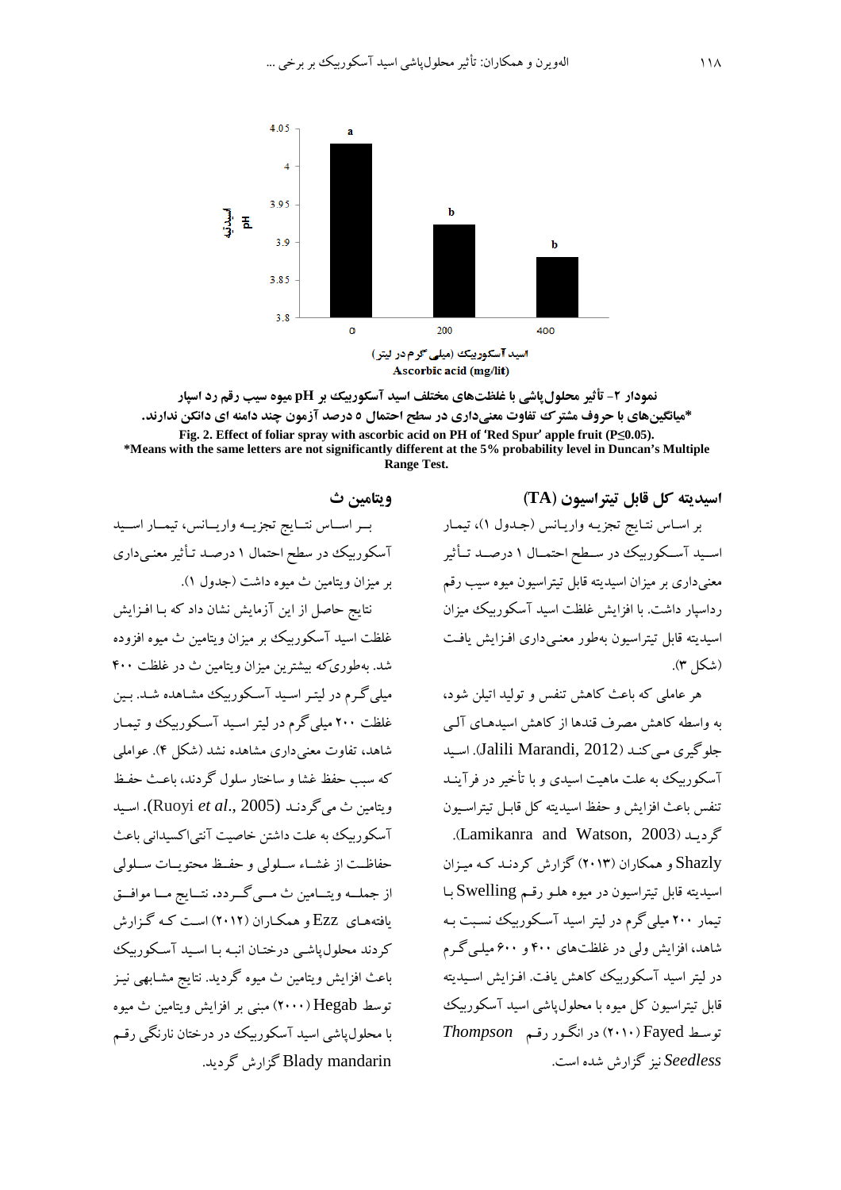نمودار ۲- تأثیر محلول‌پاشی با غلظت‌های مختلف اسید آسکوربیک بر pH میوه سیب رقم رد اسپار

*میانگین‌های با حروف مشترک تفاوت معنی‌داری در سطح احتمال ۵ درصد آزمون چند دامنه ای دانکن ندارند.

**Fig. 2. Effect of foliar spray with ascorbic acid on PH of 'Red Spur' apple fruit (P≤0.05).**

***Means with the same letters are not significantly different at the 5% probability level in Duncan's Multiple Range Test.**

## اسیدیته کل قابل تیتراسیون (TA)

بر اساس نتایج تجزیه واریانس (جدول ۱)، تیمار اسید آسکوربیک در سطح احتمال ۱ درصد تأثیر معنی‌داری بر میزان اسیدیته قابل تیتراسیون میوه سیب رقم رداسپار داشت. با افزایش غلظت اسید آسکوربیک میزان اسیدیته قابل تیتراسیون به‌طور معنی‌داری افزایش یافت (شکل ۳).

هر عاملی که باعث کاهش تنفس و تولید اتیلن شود، به واسطه کاهش مصرف قندها از کاهش اسیدهای آلی جلوگیری می‌کند (Jalili Marandi, 2012). اسید آسکوربیک به علت ماهیت اسیدی و با تأخیر در فرآیند تنفس باعث افزایش و حفظ اسیدیته کل قابل تیتراسیون گردید (Lamikanra and Watson, 2003).

Shazly و همکاران (۲۰۱۳) گزارش کردند که میزان اسیدیته قابل تیتراسیون در میوه هلو رقم Swelling با تیمار ۲۰۰ میلی‌گرم در لیتر اسید آسکوربیک نسبت به شاهد، افزایش ولی در غلظت‌های ۴۰۰ و ۶۰۰ میلی‌گرم در لیتر اسید آسکوربیک کاهش یافت. افزایش اسیدیته قابل تیتراسیون کل میوه با محلول‌پاشی اسید آسکوربیک توسط Fayed (۲۰۱۰) در انگور رقم *Thompson Seedless* نیز گزارش شده است.

## ویتامین ث

بر اساس نتایج تجزیه واریانس، تیمار اسید آسکوربیک در سطح احتمال ۱ درصد تأثیر معنی‌داری بر میزان ویتامین ث میوه داشت (جدول ۱).

نتایج حاصل از این آزمایش نشان داد که با افزایش غلظت اسید آسکوربیک بر میزان ویتامین ث میوه افزوده شد. به‌طوری‌که بیشترین میزان ویتامین ث در غلظت ۴۰۰ میلی‌گرم در لیتر اسید آسکوربیک مشاهده شد. بین غلظت ۲۰۰ میلی‌گرم در لیتر اسید آسکوربیک و تیمار شاهد، تفاوت معنی‌داری مشاهده نشد (شکل ۴). عواملی که سبب حفظ غشا و ساختار سلول گردند، باعث حفظ ویتامین ث می‌گردند (Ruoyi *et al*., 2005). اسید آسکوربیک به علت داشتن خاصیت آنتی‌اکسیدانی باعث حفاظت از غشاء سلولی و حفظ محتویات سلولی از جمله ویتامین ث می‌گردد. نتایج ما موافق یافته‌های Ezz و همکاران (۲۰۱۲) است که گزارش کردند محلول‌پاشی درختان انبه با اسید آسکوربیک باعث افزایش ویتامین ث میوه گردید. نتایج مشابهی نیز توسط Hegab (۲۰۰۰) مبنی بر افزایش ویتامین ث میوه با محلول‌پاشی اسید آسکوربیک در درختان نارنگی رقم Blady mandarin گزارش گردید.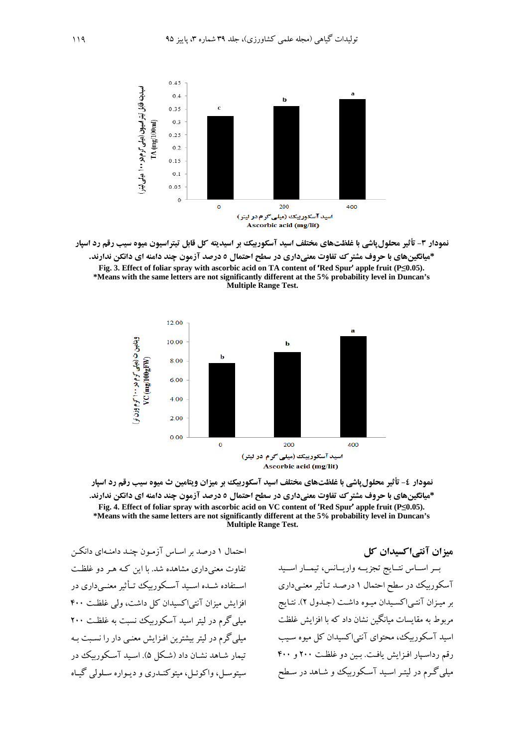نمودار ۳- تأثیر محلول‌پاشی با غلظت‌های مختلف اسید آسکوربیک بر اسیدیته کل قابل تیتراسیون میوه سیب رقم رد اسپار

*میانگین‌های با حروف مشترک تفاوت معنی‌داری در سطح احتمال ۵ درصد آزمون چند دامنه ای دانکن ندارند.

**Fig. 3. Effect of foliar spray with ascorbic acid on TA content of 'Red Spur' apple fruit (P≤0.05).**
***Means with the same letters are not significantly different at the 5% probability level in Duncan's Multiple Range Test.**

نمودار ٤- تأثیر محلول‌پاشی با غلظت‌های مختلف اسید آسکوربیک بر میزان ویتامین ث میوه سیب رقم رد اسپار

*میانگین‌های با حروف مشترک تفاوت معنی‌داری در سطح احتمال ۵ درصد آزمون چند دامنه ای دانکن ندارند.

**Fig. 4. Effect of foliar spray with ascorbic acid on VC content of 'Red Spur' apple fruit (P≤0.05).**
***Means with the same letters are not significantly different at the 5% probability level in Duncan's Multiple Range Test.**

## میزان آنتی‌اکسیدان کل

بر اساس نتایج تجزیه واریانس، تیمار اسید آسکوربیک در سطح احتمال ۱ درصد تأثیر معنی‌داری بر میزان آنتی‌اکسیدان میوه داشت (جدول ۲). نتایج مربوط به مقایسات میانگین نشان داد که با افزایش غلظت اسید آسکوربیک، محتوای آنتی‌اکسیدان کل میوه سیب رقم رداسپار افزایش یافت. بین دو غلظت ۲۰۰ و ۴۰۰ میلی‌گرم در لیتر اسید آسکوربیک و شاهد در سطح احتمال ۱ درصد بر اساس آزمون چند دامنه‌ای دانکن تفاوت معنی‌داری مشاهده شد. با این که هر دو غلظت استفاده شده اسید آسکوربیک تأثیر معنی‌داری در افزایش میزان آنتی‌اکسیدان کل داشت، ولی غلظت ۴۰۰ میلی‌گرم در لیتر اسید آسکوربیک نسبت به غلظت ۲۰۰ میلی‌گرم در لیتر بیشترین افزایش معنی دار را نسبت به تیمار شاهد نشان داد (شکل ۵). اسید آسکوربیک در سیتوسل، واکوئل، میتوکندری و دیواره سلولی گیاه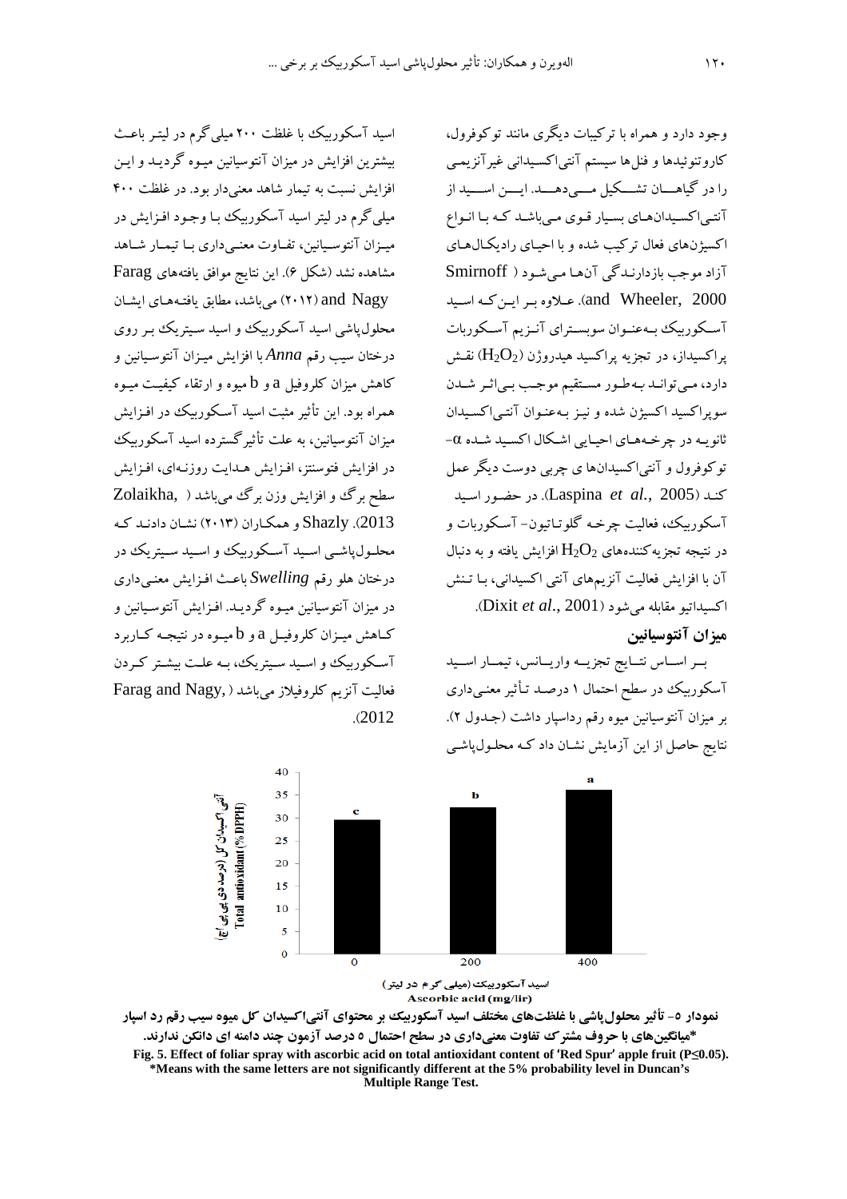وجود دارد و همراه با ترکیبات دیگری مانند توکوفرول، کاروتنوئیدها و فنل‌ها سیستم آنتی‌اکسیدانی غیرآنزیمی را در گیاهان تشکیل می‌دهد. این اسید از آنتی‌اکسیدان‌های بسیار قوی می‌باشد که با انواع اکسیژن‌های فعال ترکیب شده و با احیای رادیکال‌های آزاد موجب بازدارندگی آن‌ها می‌شود (Smirnoff and Wheeler, 2000). علاوه بر این که اسید آسکوربیک به‌عنوان سوبسترای آنزیم آسکوربات پراکسیداز، در تجزیه پراکسید هیدروژن ($H_2O_2$) نقش دارد، می‌تواند به‌طور مستقیم موجب بی‌اثر شدن سوپراکسید اکسیژن شده و نیز به‌عنوان آنتی‌اکسیدان ثانویه در چرخه‌های احیایی اشکال اکسید شده α-توکوفرول و آنتی‌اکسیدان‌ها ی چربی دوست دیگر عمل کند (Laspina *et al.*, 2005). در حضور اسید آسکوربیک، فعالیت چرخه گلوتاتیون- آسکوربات و در نتیجه تجزیه‌کننده‌های $H_2O_2$ افزایش یافته و به دنبال آن با افزایش فعالیت آنزیم‌های آنتی اکسیدانی، با تنش اکسیداتیو مقابله می‌شود (Dixit *et al.*, 2001).

### میزان آنتوسیانین

بر اساس نتایج تجزیه واریانس، تیمار اسید آسکوربیک در سطح احتمال ۱ درصد تأثیر معنی‌داری بر میزان آنتوسیانین میوه رقم رداسپار داشت (جدول ۲). نتایج حاصل از این آزمایش نشان داد که محلول‌پاشی اسید آسکوربیک با غلظت ۲۰۰ میلی‌گرم در لیتر باعث بیشترین افزایش در میزان آنتوسیانین میوه گردید و این افزایش نسبت به تیمار شاهد معنی‌دار بود. در غلظت ۴۰۰ میلی‌گرم در لیتر اسید آسکوربیک با وجود افزایش در میزان آنتوسیانین، تفاوت معنی‌داری با تیمار شاهد مشاهده نشد (شکل ۶). این نتایج موافق یافته‌های Farag and Nagy (۲۰۱۲) می‌باشد، مطابق یافته‌های ایشان محلول‌پاشی اسید آسکوربیک و اسید سیتریک بر روی درختان سیب رقم *Anna* با افزایش میزان آنتوسیانین و کاهش میزان کلروفیل a و b میوه و ارتقاء کیفیت میوه همراه بود. این تأثیر مثبت اسید آسکوربیک در افزایش میزان آنتوسیانین، به علت تأثیر گسترده اسید آسکوربیک در افزایش فتوسنتز، افزایش هدایت روزنه‌ای، افزایش سطح برگ و افزایش وزن برگ می‌باشد (Zolaikha, 2013). Shazly و همکاران (۲۰۱۳) نشان دادند که محلول‌پاشی اسید آسکوربیک و اسید سیتریک در درختان هلو رقم *Swelling* باعث افزایش معنی‌داری در میزان آنتوسیانین میوه گردید. افزایش آنتوسیانین و کاهش میزان کلروفیل a و b میوه در نتیجه کاربرد آسکوربیک و اسید سیتریک، به علت بیشتر کردن فعالیت آنزیم کلروفیلاز می‌باشد (Farag and Nagy, 2012).

| اسید آسکوربیک (میلی گرم در لیتر) Ascorbic acid (mg/lir) | آنتی اکسیدان کل (درصد دی پی پی اچ) Total antioxidant (% DPPH) |
|---|---|
| 0 | ~29.5 c |
| 200 | ~32 b |
| 400 | ~36 a |

نمودار ۵- تأثیر محلول‌پاشی با غلظت‌های مختلف اسید آسکوربیک بر محتوای آنتی‌اکسیدان کل میوه سیب رقم رد اسپار
*میانگین‌های با حروف مشترک تفاوت معنی‌داری در سطح احتمال ۵ درصد آزمون چند دامنه ای دانکن ندارند.

Fig. 5. Effect of foliar spray with ascorbic acid on total antioxidant content of 'Red Spur' apple fruit (P≤0.05).
*Means with the same letters are not significantly different at the 5% probability level in Duncan's Multiple Range Test.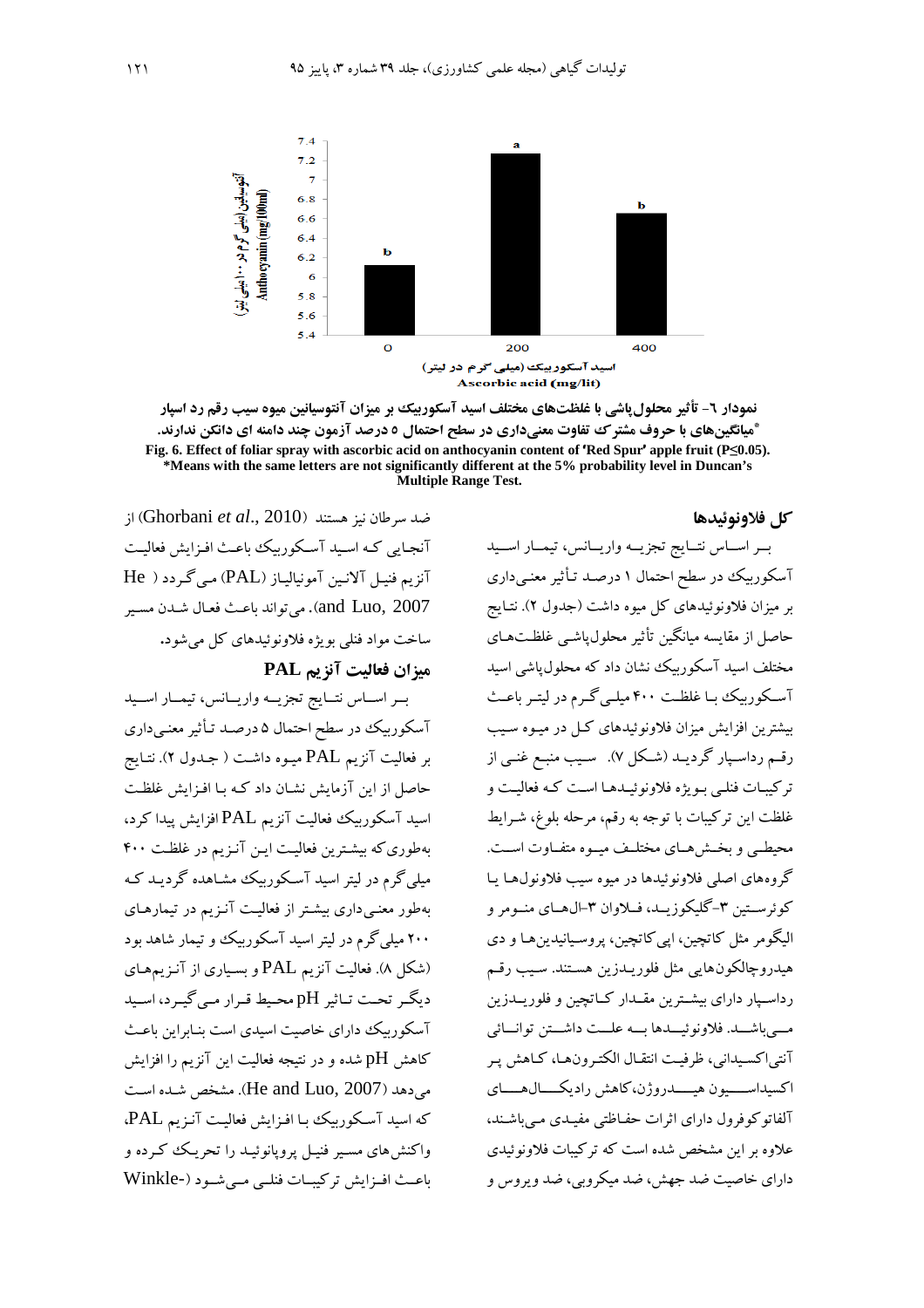نمودار ٦- تأثیر محلول‌پاشی با غلظت‌های مختلف اسید آسکوربیک بر میزان آنتوسیانین میوه سیب رقم رد اسپار

*میانگین‌های با حروف مشترک تفاوت معنی‌داری در سطح احتمال ۵ درصد آزمون چند دامنه ای دانکن ندارند.

**Fig. 6. Effect of foliar spray with ascorbic acid on anthocyanin content of 'Red Spur' apple fruit (P≤0.05).**
**\*Means with the same letters are not significantly different at the 5% probability level in Duncan's Multiple Range Test.**

### کل فلاونوئیدها

بر اساس نتایج تجزیه واریانس، تیمار اسید آسکوربیک در سطح احتمال ۱ درصد تأثیر معنی‌داری بر میزان فلاونوئیدهای کل میوه داشت (جدول ۲). نتایج حاصل از مقایسه میانگین تأثیر محلول‌پاشی غلظت‌های مختلف اسید آسکوربیک نشان داد که محلول‌پاشی اسید آسکوربیک با غلظت ۴۰۰ میلی‌گرم در لیتر باعث بیشترین افزایش میزان فلاونوئیدهای کل در میوه سیب رقم رداسپار گردید (شکل ۷). سیب منبع غنی از ترکیبات فنلی بویژه فلاونوئیدها است که فعالیت و غلظت این ترکیبات با توجه به رقم، مرحله بلوغ، شرایط محیطی و بخش‌های مختلف میوه متفاوت است. گروه‌های اصلی فلاونوئیدها در میوه سیب فلاونول‌ها یا کوئرستین ۳-گلیکوزید، فلاوان ۳-ال‌های منومر و الیگومر مثل کاتچین، اپی‌کاتچین، پروسیانیدین‌ها و دی هیدروچالکون‌هایی مثل فلوریدزین هستند. سیب رقم رداسپار دارای بیشترین مقدار کاتچین و فلوریدزین می‌باشد. فلاونوئیدها به علت داشتن توانائی آنتی‌اکسیدانی، ظرفیت انتقال الکترون‌ها، کاهش پر اکسیداسیون هیدروژن، کاهش رادیکال‌های آلفاتوکوفرول دارای اثرات حفاظتی مفیدی می‌باشند، علاوه بر این مشخص شده است که ترکیبات فلاونوئیدی دارای خاصیت ضد جهش، ضد میکروبی، ضد ویروس و ضد سرطان نیز هستند (Ghorbani *et al*., 2010) از آنجایی که اسید آسکوربیک باعث افزایش فعالیت آنزیم فنیل آلانین آمونیالیاز (PAL) می‌گردد (He and Luo, 2007). می‌تواند باعث فعال شدن مسیر ساخت مواد فنلی بویژه فلاونوئیدهای کل می‌شود.

### میزان فعالیت آنزیم PAL

بر اساس نتایج تجزیه واریانس، تیمار اسید آسکوربیک در سطح احتمال ۵ درصد تأثیر معنی‌داری بر فعالیت آنزیم PAL میوه داشت ( جدول ۲). نتایج حاصل از این آزمایش نشان داد که با افزایش غلظت اسید آسکوربیک فعالیت آنزیم PAL افزایش پیدا کرد، به‌طوری‌که بیشترین فعالیت این آنزیم در غلظت ۴۰۰ میلی‌گرم در لیتر اسید آسکوربیک مشاهده گردید که به‌طور معنی‌داری بیشتر از فعالیت آنزیم در تیمارهای ۲۰۰ میلی‌گرم در لیتر اسید آسکوربیک و تیمار شاهد بود (شکل ۸). فعالیت آنزیم PAL و بسیاری از آنزیم‌های دیگر تحت تاثیر pH محیط قرار می‌گیرد، اسید آسکوربیک دارای خاصیت اسیدی است بنابراین باعث کاهش pH شده و در نتیجه فعالیت این آنزیم را افزایش می‌دهد (He and Luo, 2007). مشخص شده است که اسید آسکوربیک با افزایش فعالیت آنزیم PAL، واکنش‌های مسیر فنیل پروپانوئید را تحریک کرده و باعث افزایش ترکیبات فنلی می‌شود (-Winkle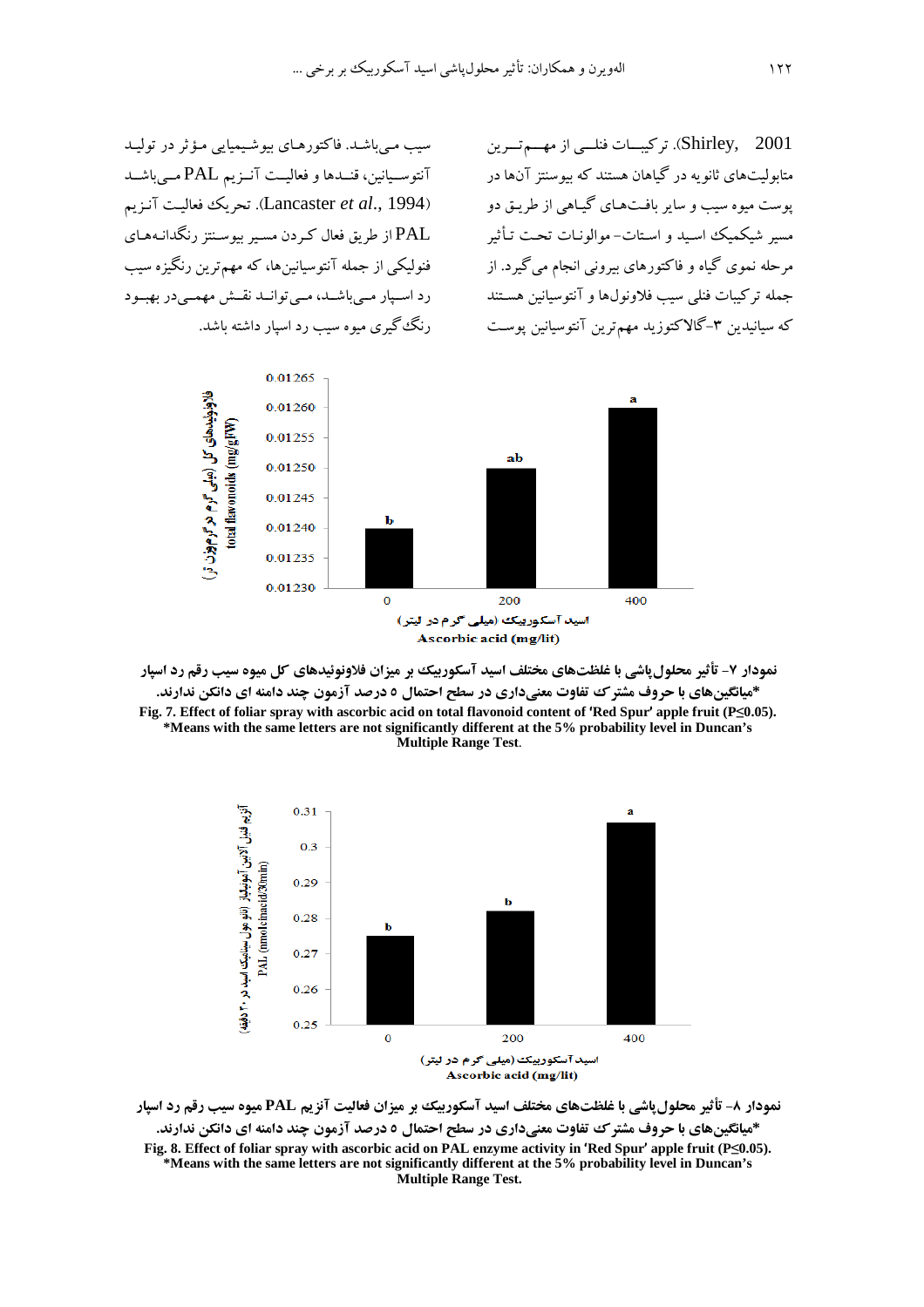Shirley, 2001). ترکیبات فنلی از مهم‌ترین متابولیت‌های ثانویه در گیاهان هستند که بیوسنتز آن‌ها در پوست میوه سیب و سایر بافت‌های گیاهی از طریق دو مسیر شیکمیک اسید و استات- موالونات تحت تأثیر مرحله نموی گیاه و فاکتورهای بیرونی انجام می‌گیرد. از جمله ترکیبات فنلی سیب فلاونول‌ها و آنتوسیانین هستند که سیانیدین ۳-گالاکتوزید مهم‌ترین آنتوسیانین پوست سیب می‌باشد. فاکتورهای بیوشیمیایی مؤثر در تولید آنتوسیانین، قندها و فعالیت آنزیم PAL می‌باشد (Lancaster *et al*., 1994). تحریک فعالیت آنزیم PAL از طریق فعال کردن مسیر بیوسنتز رنگدانه‌های فنولیکی از جمله آنتوسیانین‌ها، که مهم‌ترین رنگیزه سیب رد اسپار می‌باشد، می‌تواند نقش مهمی‌در بهبود رنگ‌گیری میوه سیب رد اسپار داشته باشد.

**نمودار ۷- تأثیر محلول‌پاشی با غلظت‌های مختلف اسید آسکوربیک بر میزان فلاونوئیدهای کل میوه سیب رقم رد اسپار**

**\*میانگین‌های با حروف مشترک تفاوت معنی‌داری در سطح احتمال ۵ درصد آزمون چند دامنه ای دانکن ندارند.**

**Fig. 7. Effect of foliar spray with ascorbic acid on total flavonoid content of 'Red Spur' apple fruit (P≤0.05).**
**\*Means with the same letters are not significantly different at the 5% probability level in Duncan's Multiple Range Test.**

**نمودار ۸- تأثیر محلول‌پاشی با غلظت‌های مختلف اسید آسکوربیک بر میزان فعالیت آنزیم PAL میوه سیب رقم رد اسپار**

**\*میانگین‌های با حروف مشترک تفاوت معنی‌داری در سطح احتمال ۵ درصد آزمون چند دامنه ای دانکن ندارند.**

**Fig. 8. Effect of foliar spray with ascorbic acid on PAL enzyme activity in 'Red Spur' apple fruit (P≤0.05).**
**\*Means with the same letters are not significantly different at the 5% probability level in Duncan's Multiple Range Test.**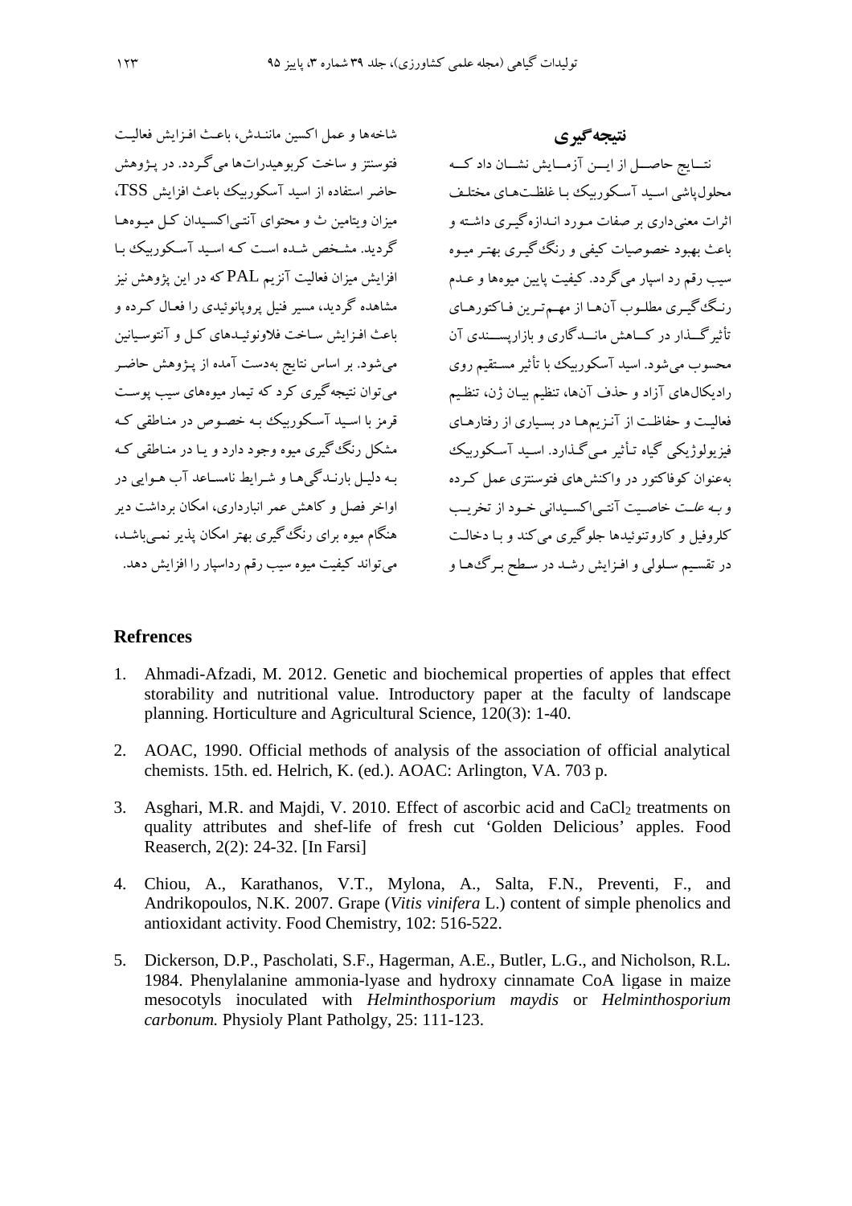## نتیجه‌گیری

نتــایج حاصـــل از ایـــن آزمـــایش نشـــان داد کـــه محلول‌پاشی اسـید آسـکوربیک بـا غلظـت‌هـای مختلـف اثرات معنی‌داری بر صفات مـورد انـدازه‌گیـری داشـته و باعث بهبود خصوصیات کیفی و رنگ‌گیـری بهتـر میـوه سیب رقم رد اسپار می‌گردد. کیفیت پایین میوه‌ها و عـدم رنـگ‌گیـری مطلـوب آن‌هـا از مهـم‌تـرین فـاکتورهـای تأثیرگـــذار در کـــاهش مانـــدگاری و بازارپســـندی آن محسوب می‌شود. اسید آسکوربیک با تأثیر مسـتقیم روی رادیکال‌های آزاد و حذف آن‌ها، تنظیم بیـان ژن، تنظـیم فعالیـت و حفاظـت از آنـزیم‌هـا در بسـیاری از رفتارهـای فیزیولوژیکی گیاه تـأثیر مـی‌گـذارد. اسـید آسـکوربیک به‌عنوان کوفاکتور در واکنش‌های فتوسنتزی عمل کـرده و بـه علـت خاصـیت آنتـی‌اکسـیدانی خـود از تخریـب کلروفیل و کاروتنوئیدها جلوگیری می‌کند و بـا دخالـت در تقسـیم سـلولی و افـزایش رشـد در سـطح بـرگ‌هـا و شاخه‌ها و عمل اکسین ماننـدش، باعـث افـزایش فعالیـت فتوسنتز و ساخت کربوهیدرات‌ها می‌گـردد. در پـژوهش حاضر استفاده از اسید آسکوربیک باعث افزایش TSS، میزان ویتامین ث و محتوای آنتـی‌اکسـیدان کـل میـوه‌هـا گـردید. مشـخص شـده اسـت کـه اسـید آسـکوربیک بـا افزایش میزان فعالیت آنزیم PAL که در این پژوهش نیز مشاهده گـردید، مسیر فنیل پروپانوئیدی را فعـال کـرده و باعث افـزایش سـاخت فلاونوئیـدهای کـل و آنتوسـیانین می‌شود. بر اساس نتایج به‌دست آمده از پـژوهش حاضـر می‌توان نتیجه‌گیری کرد که تیمار میوه‌های سیب پوسـت قرمز با اسـید آسـکوربیک بـه خصـوص در منـاطقی کـه مشکل رنگ‌گیری میوه وجود دارد و یـا در منـاطقی کـه بـه دلیـل بارنـدگی‌هـا و شـرایط نامسـاعد آب هـوایی در اواخر فصل و کاهش عمر انبارداری، امکان برداشت دیر هنگام میوه برای رنگ‌گیری بهتر امکان پذیر نمـی‌باشـد، می‌تواند کیفیت میوه سیب رقم رداسپار را افزایش دهد.

## Refrences

1. Ahmadi-Afzadi, M. 2012. Genetic and biochemical properties of apples that effect storability and nutritional value. Introductory paper at the faculty of landscape planning. Horticulture and Agricultural Science, 120(3): 1-40.
2. AOAC, 1990. Official methods of analysis of the association of official analytical chemists. 15th. ed. Helrich, K. (ed.). AOAC: Arlington, VA. 703 p.
3. Asghari, M.R. and Majdi, V. 2010. Effect of ascorbic acid and $CaCl_2$ treatments on quality attributes and shef-life of fresh cut 'Golden Delicious' apples. Food Reaserch, 2(2): 24-32. [In Farsi]
4. Chiou, A., Karathanos, V.T., Mylona, A., Salta, F.N., Preventi, F., and Andrikopoulos, N.K. 2007. Grape (*Vitis vinifera* L.) content of simple phenolics and antioxidant activity. Food Chemistry, 102: 516-522.
5. Dickerson, D.P., Pascholati, S.F., Hagerman, A.E., Butler, L.G., and Nicholson, R.L. 1984. Phenylalanine ammonia-lyase and hydroxy cinnamate CoA ligase in maize mesocotyls inoculated with *Helminthosporium maydis* or *Helminthosporium carbonum.* Physioly Plant Patholgy, 25: 111-123.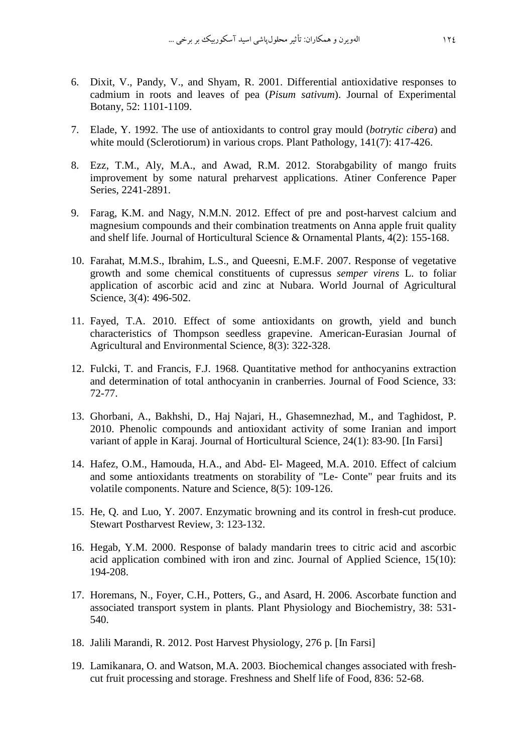6. Dixit, V., Pandy, V., and Shyam, R. 2001. Differential antioxidative responses to cadmium in roots and leaves of pea (*Pisum sativum*). Journal of Experimental Botany, 52: 1101-1109.

7. Elade, Y. 1992. The use of antioxidants to control gray mould (*botrytic cibera*) and white mould (Sclerotiorum) in various crops. Plant Pathology, 141(7): 417-426.

8. Ezz, T.M., Aly, M.A., and Awad, R.M. 2012. Storabgability of mango fruits improvement by some natural preharvest applications. Atiner Conference Paper Series, 2241-2891.

9. Farag, K.M. and Nagy, N.M.N. 2012. Effect of pre and post-harvest calcium and magnesium compounds and their combination treatments on Anna apple fruit quality and shelf life. Journal of Horticultural Science & Ornamental Plants, 4(2): 155-168.

10. Farahat, M.M.S., Ibrahim, L.S., and Queesni, E.M.F. 2007. Response of vegetative growth and some chemical constituents of cupressus *semper virens* L. to foliar application of ascorbic acid and zinc at Nubara. World Journal of Agricultural Science, 3(4): 496-502.

11. Fayed, T.A. 2010. Effect of some antioxidants on growth, yield and bunch characteristics of Thompson seedless grapevine. American-Eurasian Journal of Agricultural and Environmental Science, 8(3): 322-328.

12. Fulcki, T. and Francis, F.J. 1968. Quantitative method for anthocyanins extraction and determination of total anthocyanin in cranberries. Journal of Food Science, 33: 72-77.

13. Ghorbani, A., Bakhshi, D., Haj Najari, H., Ghasemnezhad, M., and Taghidost, P. 2010. Phenolic compounds and antioxidant activity of some Iranian and import variant of apple in Karaj. Journal of Horticultural Science, 24(1): 83-90. [In Farsi]

14. Hafez, O.M., Hamouda, H.A., and Abd- El- Mageed, M.A. 2010. Effect of calcium and some antioxidants treatments on storability of "Le- Conte" pear fruits and its volatile components. Nature and Science, 8(5): 109-126.

15. He, Q. and Luo, Y. 2007. Enzymatic browning and its control in fresh-cut produce. Stewart Postharvest Review, 3: 123-132.

16. Hegab, Y.M. 2000. Response of balady mandarin trees to citric acid and ascorbic acid application combined with iron and zinc. Journal of Applied Science, 15(10): 194-208.

17. Horemans, N., Foyer, C.H., Potters, G., and Asard, H. 2006. Ascorbate function and associated transport system in plants. Plant Physiology and Biochemistry, 38: 531-540.

18. Jalili Marandi, R. 2012. Post Harvest Physiology, 276 p. [In Farsi]

19. Lamikanara, O. and Watson, M.A. 2003. Biochemical changes associated with fresh-cut fruit processing and storage. Freshness and Shelf life of Food, 836: 52-68.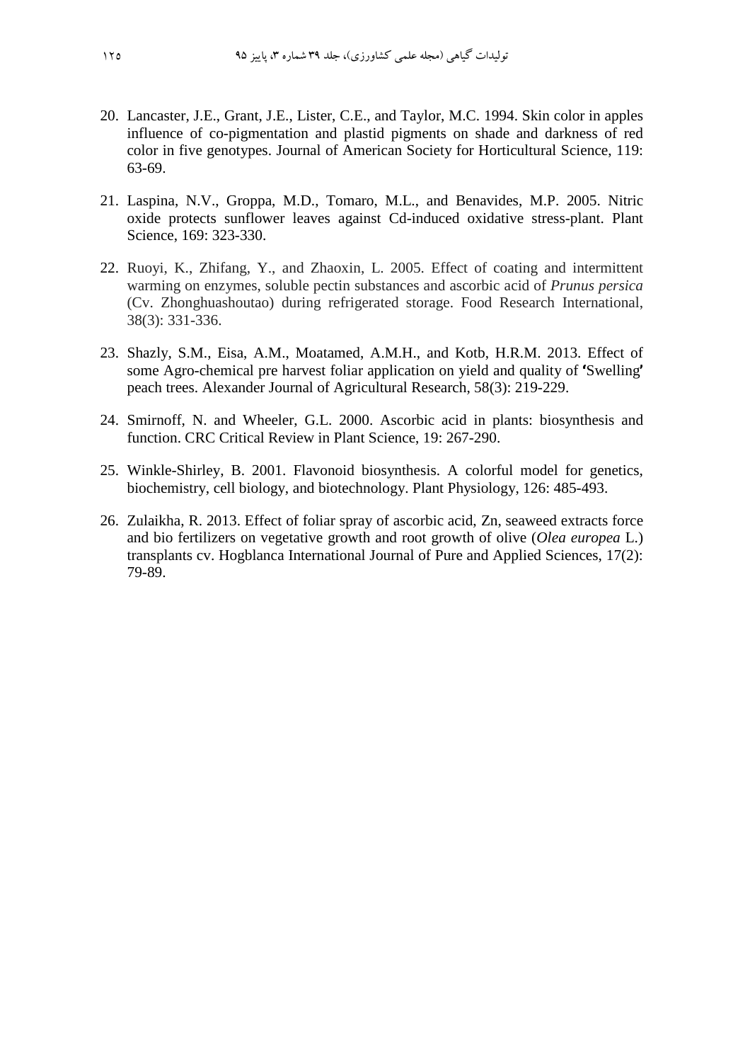20. Lancaster, J.E., Grant, J.E., Lister, C.E., and Taylor, M.C. 1994. Skin color in apples influence of co-pigmentation and plastid pigments on shade and darkness of red color in five genotypes. Journal of American Society for Horticultural Science, 119: 63-69.

21. Laspina, N.V., Groppa, M.D., Tomaro, M.L., and Benavides, M.P. 2005. Nitric oxide protects sunflower leaves against Cd-induced oxidative stress-plant. Plant Science, 169: 323-330.

22. Ruoyi, K., Zhifang, Y., and Zhaoxin, L. 2005. Effect of coating and intermittent warming on enzymes, soluble pectin substances and ascorbic acid of *Prunus persica* (Cv. Zhonghuashoutao) during refrigerated storage. Food Research International, 38(3): 331-336.

23. Shazly, S.M., Eisa, A.M., Moatamed, A.M.H., and Kotb, H.R.M. 2013. Effect of some Agro-chemical pre harvest foliar application on yield and quality of 'Swelling' peach trees. Alexander Journal of Agricultural Research, 58(3): 219-229.

24. Smirnoff, N. and Wheeler, G.L. 2000. Ascorbic acid in plants: biosynthesis and function. CRC Critical Review in Plant Science, 19: 267-290.

25. Winkle-Shirley, B. 2001. Flavonoid biosynthesis. A colorful model for genetics, biochemistry, cell biology, and biotechnology. Plant Physiology, 126: 485-493.

26. Zulaikha, R. 2013. Effect of foliar spray of ascorbic acid, Zn, seaweed extracts force and bio fertilizers on vegetative growth and root growth of olive (*Olea europea* L.) transplants cv. Hogblanca International Journal of Pure and Applied Sciences, 17(2): 79-89.